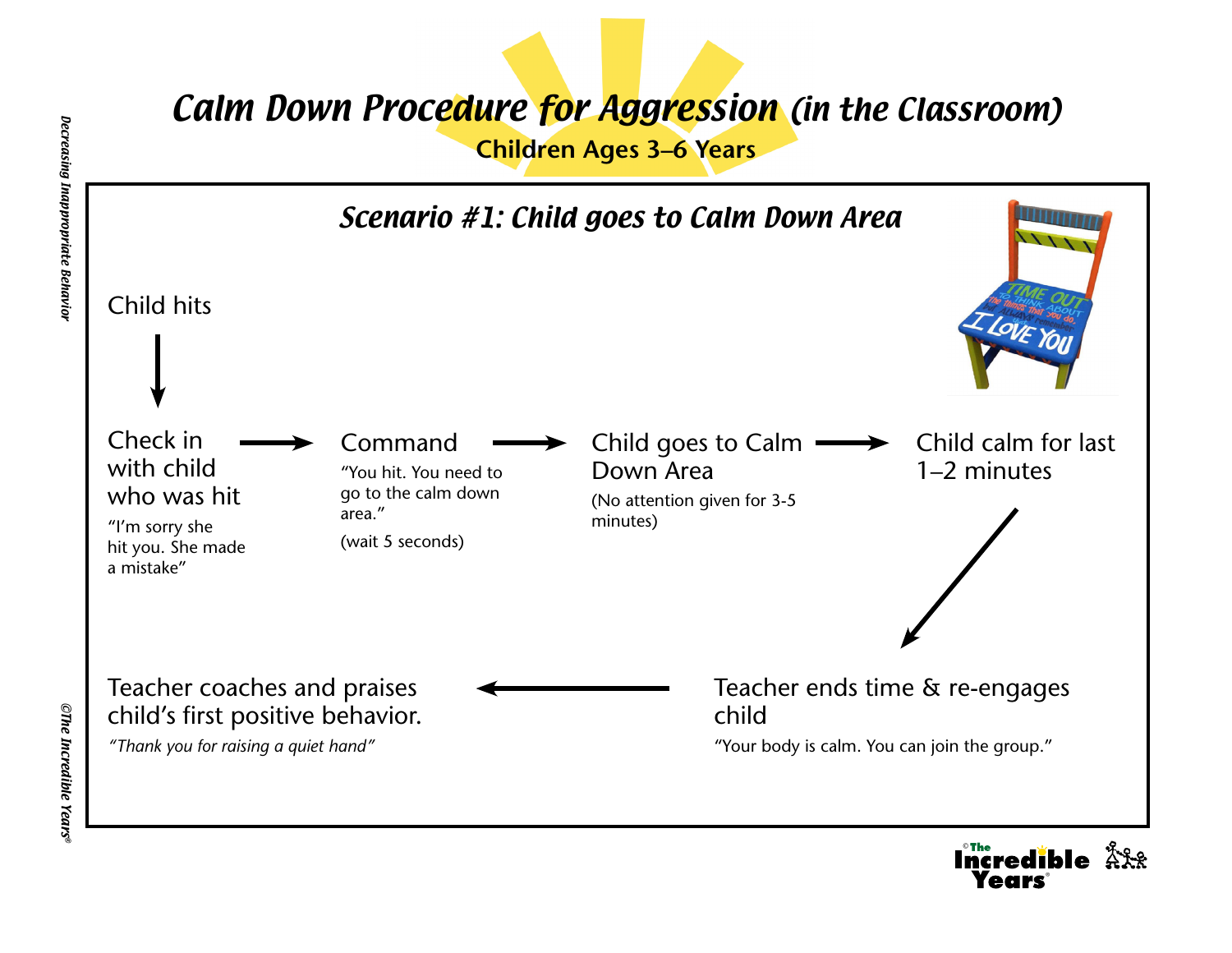# *Calm Down Procedure for Aggression* (in the Classroom)

**Children Ages 3–6 Years**

## *Scenario #1: Child goes to Calm Down Area*

Child hits

↓

**Check in with child who was hit**

"I'm sorry she hit you. She made a mistake"

→

**Command**

"You hit. You need to go to the calm down area."

(wait 5 seconds)

→

**Child goes to Calm Down Area**

(No attention given for 3-5 minutes)

→

**Child calm for last 1–2 minutes**

↓

**Teacher ends time & re-engages child**

"Your body is calm. You can join the group."

→

**Teacher coaches and praises child's first positive behavior.**

*"Thank you for raising a quiet hand"*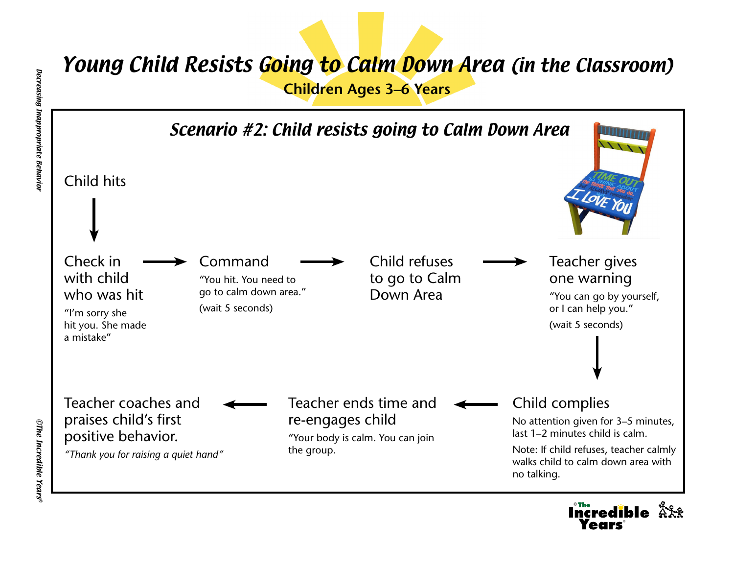# *Young Child Resists Going to Calm Down Area (in the Classroom)*

**Children Ages 3–6 Years**

## *Scenario #2: Child resists going to Calm Down Area*

Child hits

↓

**Check in with child who was hit**

"I'm sorry she hit you. She made a mistake"

→

**Command**

"You hit. You need to go to calm down area."

(wait 5 seconds)

→

**Child refuses to go to Calm Down Area**

→

**Teacher gives one warning**

"You can go by yourself, or I can help you."

(wait 5 seconds)

↓

**Child complies**

No attention given for 3–5 minutes, last 1–2 minutes child is calm.

Note: If child refuses, teacher calmly walks child to calm down area with no talking.

←

**Teacher ends time and re-engages child**

"Your body is calm. You can join the group.

←

**Teacher coaches and praises child's first positive behavior.**

*"Thank you for raising a quiet hand"*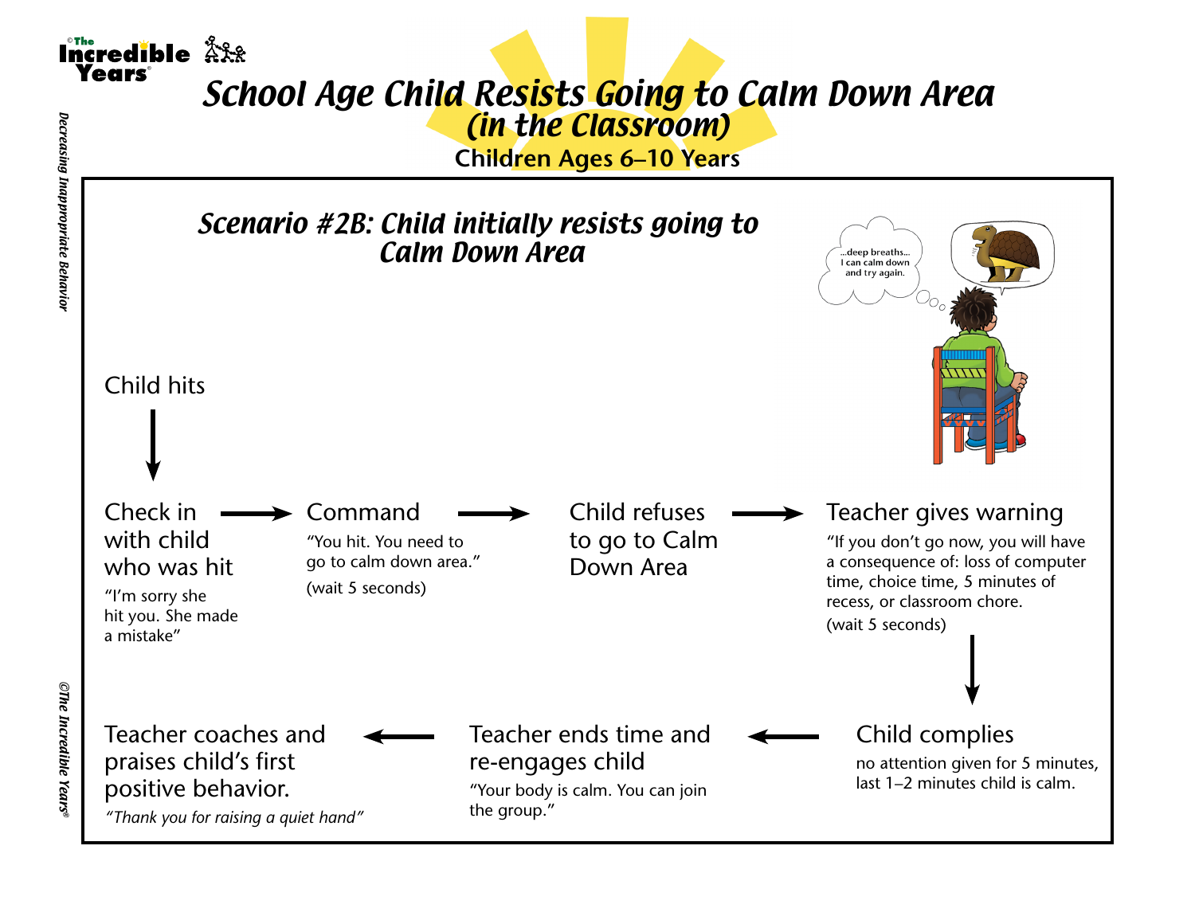# School Age Child Resists Going to Calm Down Area (in the Classroom)

**Children Ages 6–10 Years**

## *Scenario #2B: Child initially resists going to Calm Down Area*

Child hits

↓

Check in with child who was hit

"I'm sorry she hit you. She made a mistake"

→

Command

"You hit. You need to go to calm down area."

(wait 5 seconds)

→

Child refuses to go to Calm Down Area

→

Teacher gives warning

"If you don't go now, you will have a consequence of: loss of computer time, choice time, 5 minutes of recess, or classroom chore.

(wait 5 seconds)

↓

Child complies

no attention given for 5 minutes, last 1–2 minutes child is calm.

←

Teacher ends time and re-engages child

"Your body is calm. You can join the group."

←

Teacher coaches and praises child's first positive behavior.

*"Thank you for raising a quiet hand"*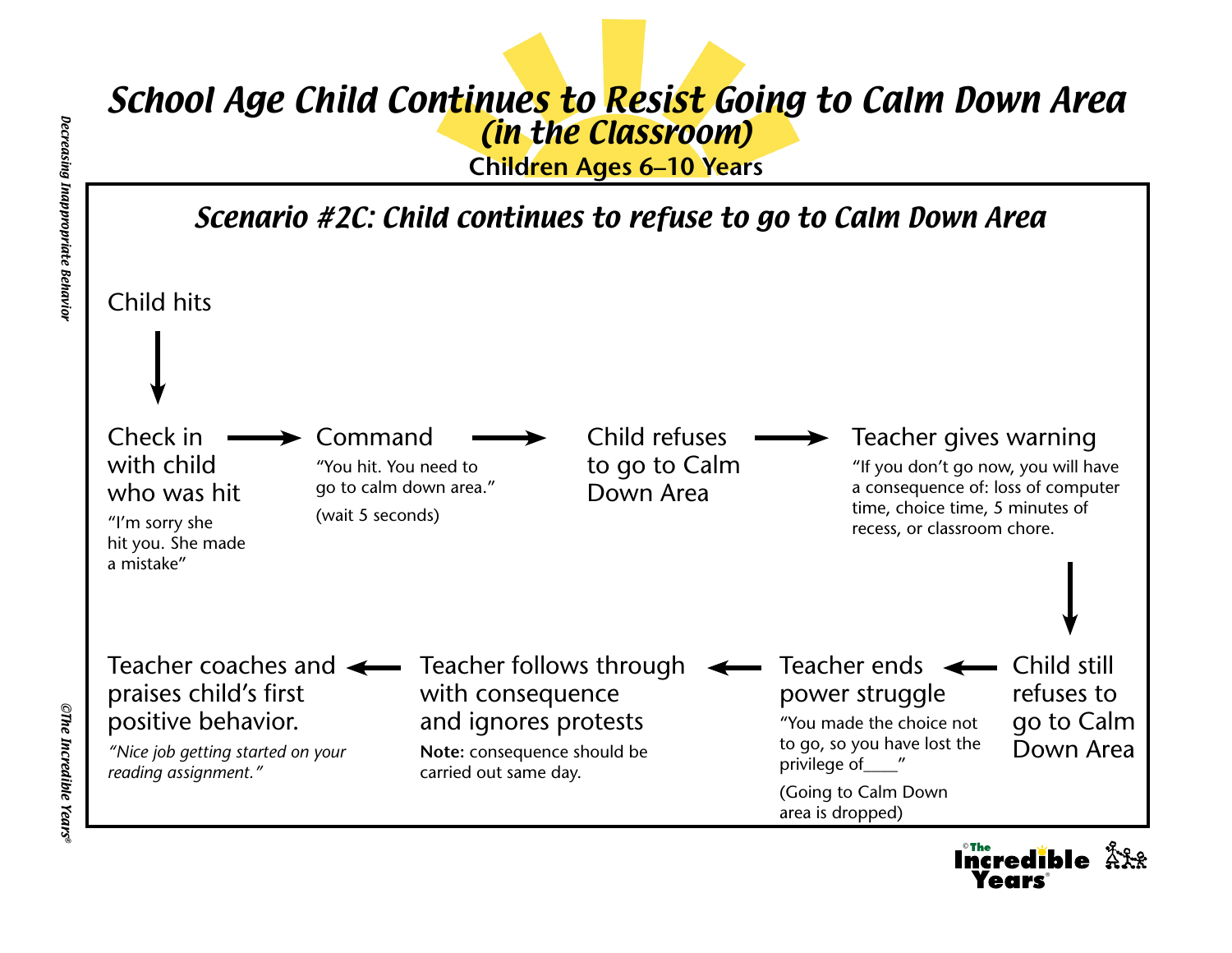# School Age Child Continues to Resist Going to Calm Down Area *(in the Classroom)*

**Children Ages 6–10 Years**

## Scenario #2C: Child continues to refuse to go to Calm Down Area

Child hits

↓

**Check in with child who was hit**
"I'm sorry she hit you. She made a mistake"

→

**Command**
"You hit. You need to go to calm down area."
(wait 5 seconds)

→

**Child refuses to go to Calm Down Area**

→

**Teacher gives warning**
"If you don't go now, you will have a consequence of: loss of computer time, choice time, 5 minutes of recess, or classroom chore.

↓

**Child still refuses to go to Calm Down Area**

←

**Teacher ends power struggle**
"You made the choice not to go, so you have lost the privilege of____"
(Going to Calm Down area is dropped)

←

**Teacher follows through with consequence and ignores protests**
**Note:** consequence should be carried out same day.

←

**Teacher coaches and praises child's first positive behavior.**
*"Nice job getting started on your reading assignment."*